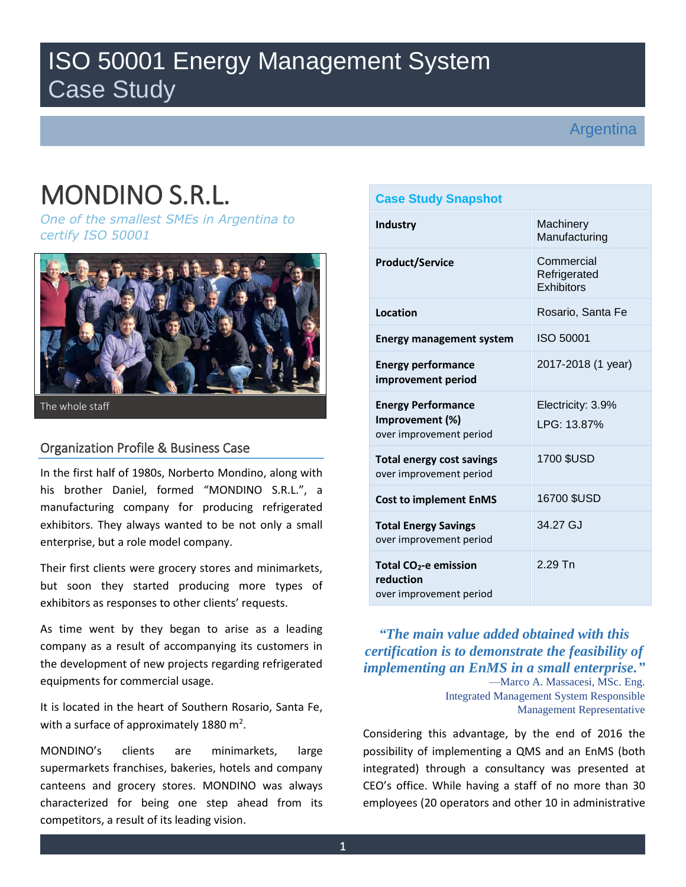# ISO 50001 Energy Management System Case Study

Argentina

# MONDINO S.R.L.

*One of the smallest SMEs in Argentina to certify ISO 50001*

The whole staff

## Organization Profile & Business Case

In the first half of 1980s, Norberto Mondino, along with his brother Daniel, formed "MONDINO S.R.L.", a manufacturing company for producing refrigerated exhibitors. They always wanted to be not only a small enterprise, but a role model company.

Their first clients were grocery stores and minimarkets, but soon they started producing more types of exhibitors as responses to other clients' requests.

As time went by they began to arise as a leading company as a result of accompanying its customers in the development of new projects regarding refrigerated equipments for commercial usage.

It is located in the heart of Southern Rosario, Santa Fe, with a surface of approximately 1880 $m^2$.

MONDINO's clients are minimarkets, large supermarkets franchises, bakeries, hotels and company canteens and grocery stores. MONDINO was always characterized for being one step ahead from its competitors, a result of its leading vision.

| Case Study Snapshot | |
|---|---|
| **Industry** | Machinery Manufacturing |
| **Product/Service** | Commercial Refrigerated Exhibitors |
| **Location** | Rosario, Santa Fe |
| **Energy management system** | ISO 50001 |
| **Energy performance improvement period** | 2017-2018 (1 year) |
| **Energy Performance Improvement (%)** over improvement period | Electricity: 3.9%<br>LPG: 13.87% |
| **Total energy cost savings** over improvement period | 1700 $USD |
| **Cost to implement EnMS** | 16700 $USD |
| **Total Energy Savings** over improvement period | 34.27 GJ |
| **Total $CO_2$-e emission reduction** over improvement period | 2.29 Tn |

*"The main value added obtained with this certification is to demonstrate the feasibility of implementing an EnMS in a small enterprise."*

—Marco A. Massacesi, MSc. Eng.
Integrated Management System Responsible
Management Representative

Considering this advantage, by the end of 2016 the possibility of implementing a QMS and an EnMS (both integrated) through a consultancy was presented at CEO's office. While having a staff of no more than 30 employees (20 operators and other 10 in administrative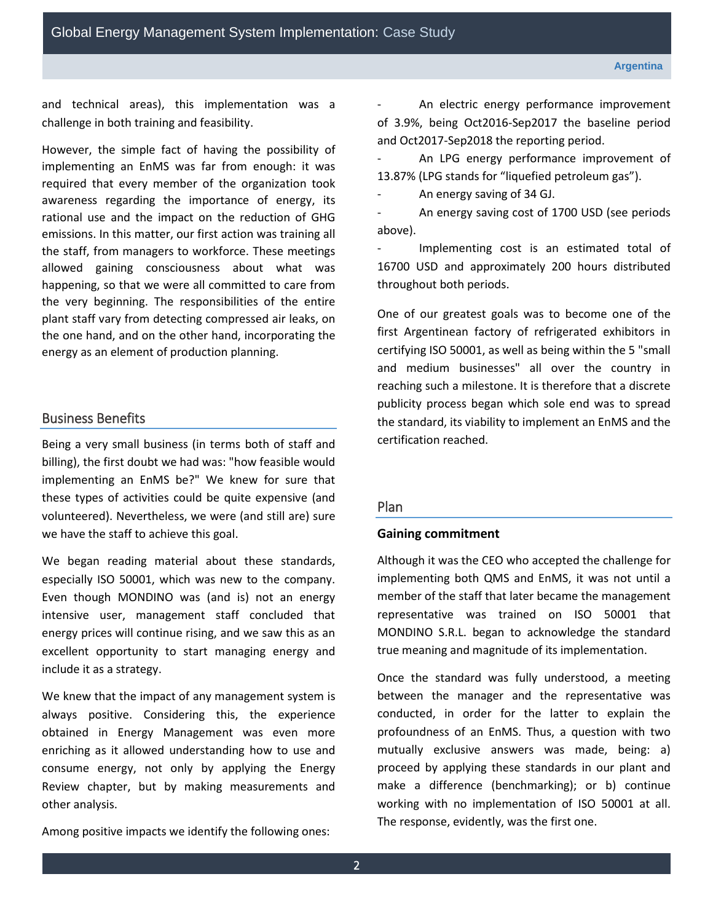and technical areas), this implementation was a challenge in both training and feasibility.

However, the simple fact of having the possibility of implementing an EnMS was far from enough: it was required that every member of the organization took awareness regarding the importance of energy, its rational use and the impact on the reduction of GHG emissions. In this matter, our first action was training all the staff, from managers to workforce. These meetings allowed gaining consciousness about what was happening, so that we were all committed to care from the very beginning. The responsibilities of the entire plant staff vary from detecting compressed air leaks, on the one hand, and on the other hand, incorporating the energy as an element of production planning.

## Business Benefits

Being a very small business (in terms both of staff and billing), the first doubt we had was: "how feasible would implementing an EnMS be?" We knew for sure that these types of activities could be quite expensive (and volunteered). Nevertheless, we were (and still are) sure we have the staff to achieve this goal.

We began reading material about these standards, especially ISO 50001, which was new to the company. Even though MONDINO was (and is) not an energy intensive user, management staff concluded that energy prices will continue rising, and we saw this as an excellent opportunity to start managing energy and include it as a strategy.

We knew that the impact of any management system is always positive. Considering this, the experience obtained in Energy Management was even more enriching as it allowed understanding how to use and consume energy, not only by applying the Energy Review chapter, but by making measurements and other analysis.

Among positive impacts we identify the following ones:

- An electric energy performance improvement of 3.9%, being Oct2016-Sep2017 the baseline period and Oct2017-Sep2018 the reporting period.
- An LPG energy performance improvement of 13.87% (LPG stands for "liquefied petroleum gas").
- An energy saving of 34 GJ.
- An energy saving cost of 1700 USD (see periods above).
- Implementing cost is an estimated total of 16700 USD and approximately 200 hours distributed throughout both periods.

One of our greatest goals was to become one of the first Argentinean factory of refrigerated exhibitors in certifying ISO 50001, as well as being within the 5 "small and medium businesses" all over the country in reaching such a milestone. It is therefore that a discrete publicity process began which sole end was to spread the standard, its viability to implement an EnMS and the certification reached.

## Plan

### Gaining commitment

Although it was the CEO who accepted the challenge for implementing both QMS and EnMS, it was not until a member of the staff that later became the management representative was trained on ISO 50001 that MONDINO S.R.L. began to acknowledge the standard true meaning and magnitude of its implementation.

Once the standard was fully understood, a meeting between the manager and the representative was conducted, in order for the latter to explain the profoundness of an EnMS. Thus, a question with two mutually exclusive answers was made, being: a) proceed by applying these standards in our plant and make a difference (benchmarking); or b) continue working with no implementation of ISO 50001 at all. The response, evidently, was the first one.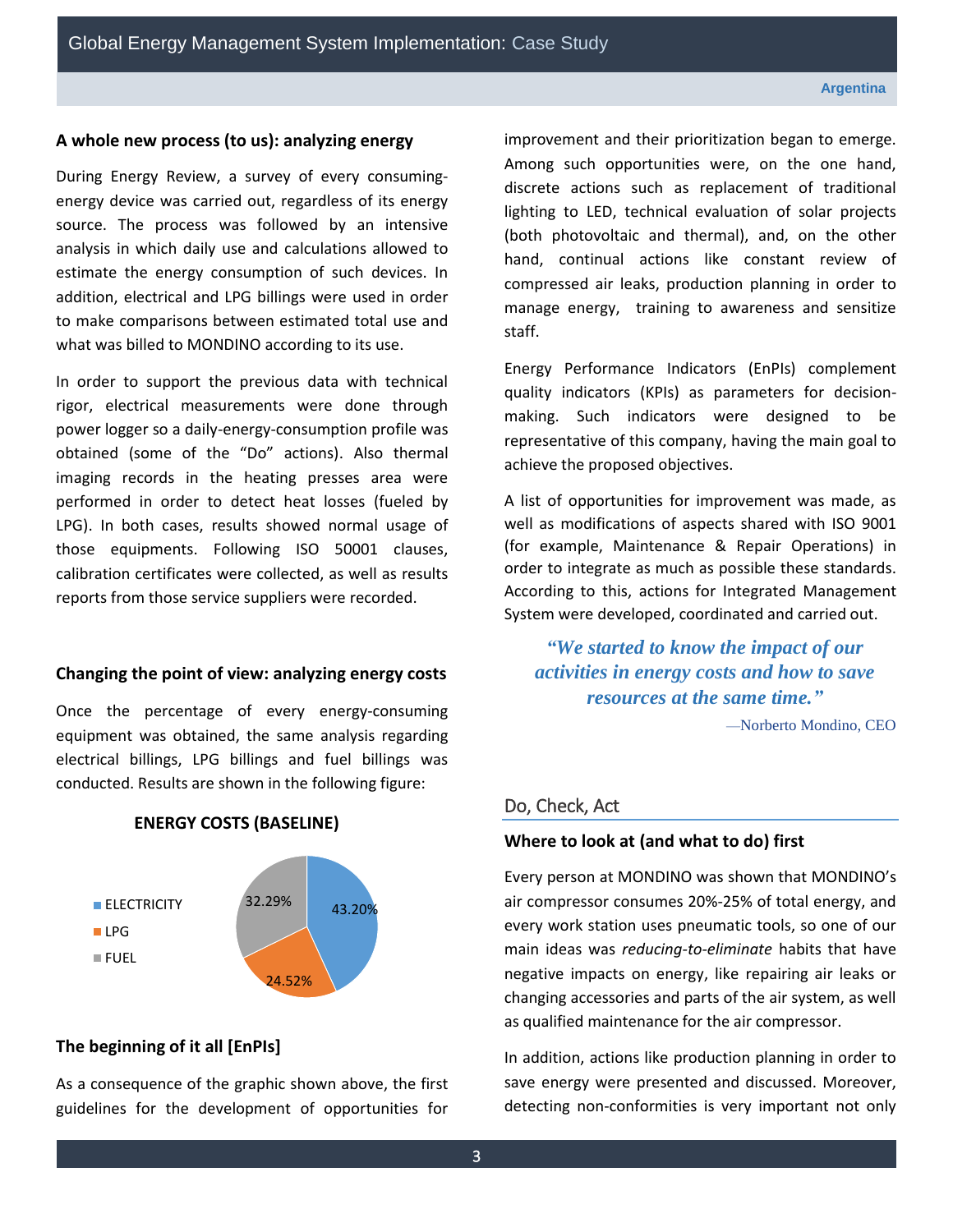### A whole new process (to us): analyzing energy

During Energy Review, a survey of every consuming-energy device was carried out, regardless of its energy source. The process was followed by an intensive analysis in which daily use and calculations allowed to estimate the energy consumption of such devices. In addition, electrical and LPG billings were used in order to make comparisons between estimated total use and what was billed to MONDINO according to its use.

In order to support the previous data with technical rigor, electrical measurements were done through power logger so a daily-energy-consumption profile was obtained (some of the "Do" actions). Also thermal imaging records in the heating presses area were performed in order to detect heat losses (fueled by LPG). In both cases, results showed normal usage of those equipments. Following ISO 50001 clauses, calibration certificates were collected, as well as results reports from those service suppliers were recorded.

### Changing the point of view: analyzing energy costs

Once the percentage of every energy-consuming equipment was obtained, the same analysis regarding electrical billings, LPG billings and fuel billings was conducted. Results are shown in the following figure:

**ENERGY COSTS (BASELINE)**

| Source | Share |
|---|---|
| ELECTRICITY | 43.20% |
| LPG | 24.52% |
| FUEL | 32.29% |

### The beginning of it all [EnPIs]

As a consequence of the graphic shown above, the first guidelines for the development of opportunities for improvement and their prioritization began to emerge. Among such opportunities were, on the one hand, discrete actions such as replacement of traditional lighting to LED, technical evaluation of solar projects (both photovoltaic and thermal), and, on the other hand, continual actions like constant review of compressed air leaks, production planning in order to manage energy, training to awareness and sensitize staff.

Energy Performance Indicators (EnPIs) complement quality indicators (KPIs) as parameters for decision-making. Such indicators were designed to be representative of this company, having the main goal to achieve the proposed objectives.

A list of opportunities for improvement was made, as well as modifications of aspects shared with ISO 9001 (for example, Maintenance & Repair Operations) in order to integrate as much as possible these standards. According to this, actions for Integrated Management System were developed, coordinated and carried out.

> ***"We started to know the impact of our activities in energy costs and how to save resources at the same time."***
>
> —Norberto Mondino, CEO

## Do, Check, Act

### Where to look at (and what to do) first

Every person at MONDINO was shown that MONDINO's air compressor consumes 20%-25% of total energy, and every work station uses pneumatic tools, so one of our main ideas was *reducing-to-eliminate* habits that have negative impacts on energy, like repairing air leaks or changing accessories and parts of the air system, as well as qualified maintenance for the air compressor.

In addition, actions like production planning in order to save energy were presented and discussed. Moreover, detecting non-conformities is very important not only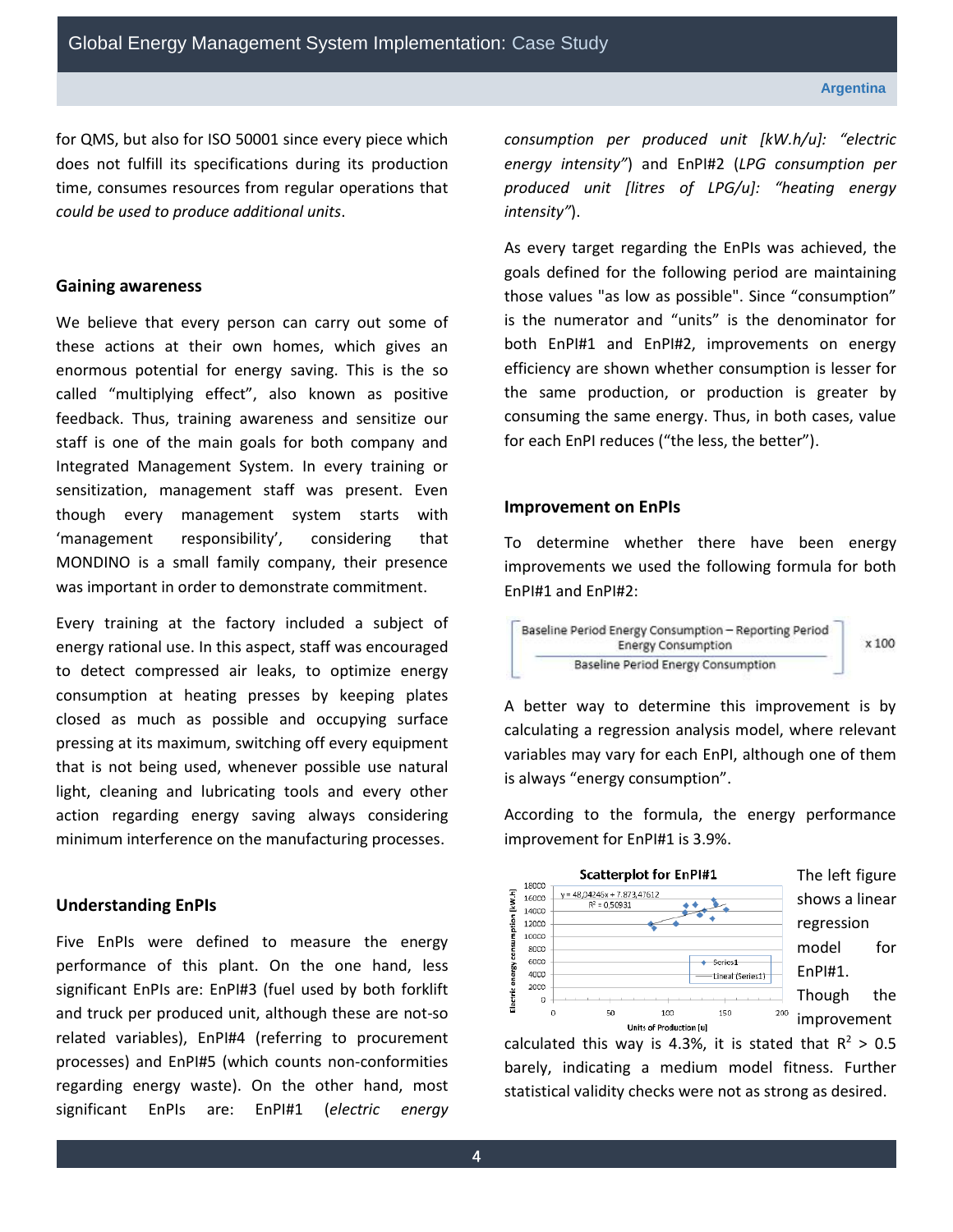for QMS, but also for ISO 50001 since every piece which does not fulfill its specifications during its production time, consumes resources from regular operations that *could be used to produce additional units*.

### Gaining awareness

We believe that every person can carry out some of these actions at their own homes, which gives an enormous potential for energy saving. This is the so called "multiplying effect", also known as positive feedback. Thus, training awareness and sensitize our staff is one of the main goals for both company and Integrated Management System. In every training or sensitization, management staff was present. Even though every management system starts with 'management responsibility', considering that MONDINO is a small family company, their presence was important in order to demonstrate commitment.

Every training at the factory included a subject of energy rational use. In this aspect, staff was encouraged to detect compressed air leaks, to optimize energy consumption at heating presses by keeping plates closed as much as possible and occupying surface pressing at its maximum, switching off every equipment that is not being used, whenever possible use natural light, cleaning and lubricating tools and every other action regarding energy saving always considering minimum interference on the manufacturing processes.

### Understanding EnPIs

Five EnPIs were defined to measure the energy performance of this plant. On the one hand, less significant EnPIs are: EnPI#3 (fuel used by both forklift and truck per produced unit, although these are not-so related variables), EnPI#4 (referring to procurement processes) and EnPI#5 (which counts non-conformities regarding energy waste). On the other hand, most significant EnPIs are: EnPI#1 (*electric energy consumption per produced unit [kW.h/u]: "electric energy intensity"*) and EnPI#2 (*LPG consumption per produced unit [litres of LPG/u]: "heating energy intensity"*).

As every target regarding the EnPIs was achieved, the goals defined for the following period are maintaining those values "as low as possible". Since "consumption" is the numerator and "units" is the denominator for both EnPI#1 and EnPI#2, improvements on energy efficiency are shown whether consumption is lesser for the same production, or production is greater by consuming the same energy. Thus, in both cases, value for each EnPI reduces ("the less, the better").

### Improvement on EnPIs

To determine whether there have been energy improvements we used the following formula for both EnPI#1 and EnPI#2:

$$\left[\frac{\text{Baseline Period Energy Consumption} - \text{Reporting Period Energy Consumption}}{\text{Baseline Period Energy Consumption}}\right] \times 100$$

A better way to determine this improvement is by calculating a regression analysis model, where relevant variables may vary for each EnPI, although one of them is always "energy consumption".

According to the formula, the energy performance improvement for EnPI#1 is 3.9%.

The left figure shows a linear regression model for EnPI#1. Though the improvement calculated this way is 4.3%, it is stated that $R^2 > 0.5$ barely, indicating a medium model fitness. Further statistical validity checks were not as strong as desired.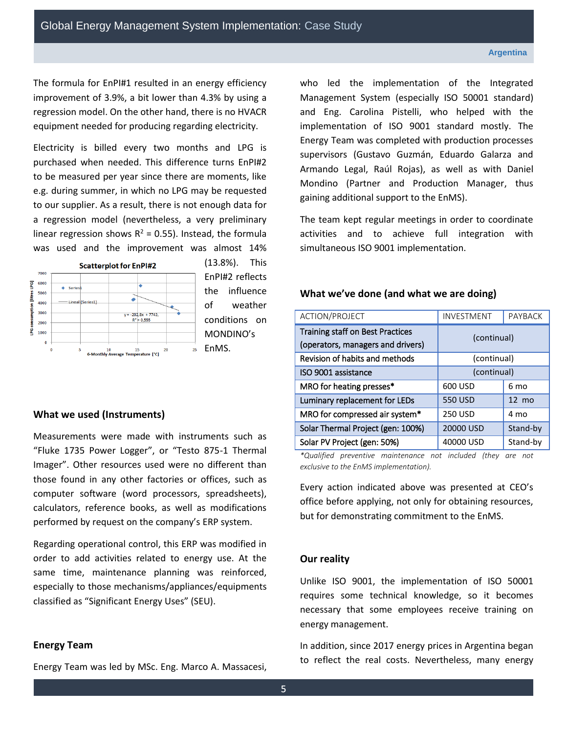The formula for EnPI#1 resulted in an energy efficiency improvement of 3.9%, a bit lower than 4.3% by using a regression model. On the other hand, there is no HVACR equipment needed for producing regarding electricity.

Electricity is billed every two months and LPG is purchased when needed. This difference turns EnPI#2 to be measured per year since there are moments, like e.g. during summer, in which no LPG may be requested to our supplier. As a result, there is not enough data for a regression model (nevertheless, a very preliminary linear regression shows $R^2$ = 0.55). Instead, the formula was used and the improvement was almost 14% (13.8%). This EnPI#2 reflects the influence of weather conditions on MONDINO's EnMS.

## What we used (Instruments)

Measurements were made with instruments such as "Fluke 1735 Power Logger", or "Testo 875-1 Thermal Imager". Other resources used were no different than those found in any other factories or offices, such as computer software (word processors, spreadsheets), calculators, reference books, as well as modifications performed by request on the company's ERP system.

Regarding operational control, this ERP was modified in order to add activities related to energy use. At the same time, maintenance planning was reinforced, especially to those mechanisms/appliances/equipments classified as "Significant Energy Uses" (SEU).

## Energy Team

Energy Team was led by MSc. Eng. Marco A. Massacesi, who led the implementation of the Integrated Management System (especially ISO 50001 standard) and Eng. Carolina Pistelli, who helped with the implementation of ISO 9001 standard mostly. The Energy Team was completed with production processes supervisors (Gustavo Guzmán, Eduardo Galarza and Armando Legal, Raúl Rojas), as well as with Daniel Mondino (Partner and Production Manager, thus gaining additional support to the EnMS).

The team kept regular meetings in order to coordinate activities and to achieve full integration with simultaneous ISO 9001 implementation.

## What we've done (and what we are doing)

| ACTION/PROJECT | INVESTMENT | PAYBACK |
|---|---|---|
| Training staff on Best Practices (operators, managers and drivers) | (continual) | |
| Revision of habits and methods | (continual) | |
| ISO 9001 assistance | (continual) | |
| MRO for heating presses* | 600 USD | 6 mo |
| Luminary replacement for LEDs | 550 USD | 12 mo |
| MRO for compressed air system* | 250 USD | 4 mo |
| Solar Thermal Project (gen: 100%) | 20000 USD | Stand-by |
| Solar PV Project (gen: 50%) | 40000 USD | Stand-by |

*\*Qualified preventive maintenance not included (they are not exclusive to the EnMS implementation).*

Every action indicated above was presented at CEO's office before applying, not only for obtaining resources, but for demonstrating commitment to the EnMS.

## Our reality

Unlike ISO 9001, the implementation of ISO 50001 requires some technical knowledge, so it becomes necessary that some employees receive training on energy management.

In addition, since 2017 energy prices in Argentina began to reflect the real costs. Nevertheless, many energy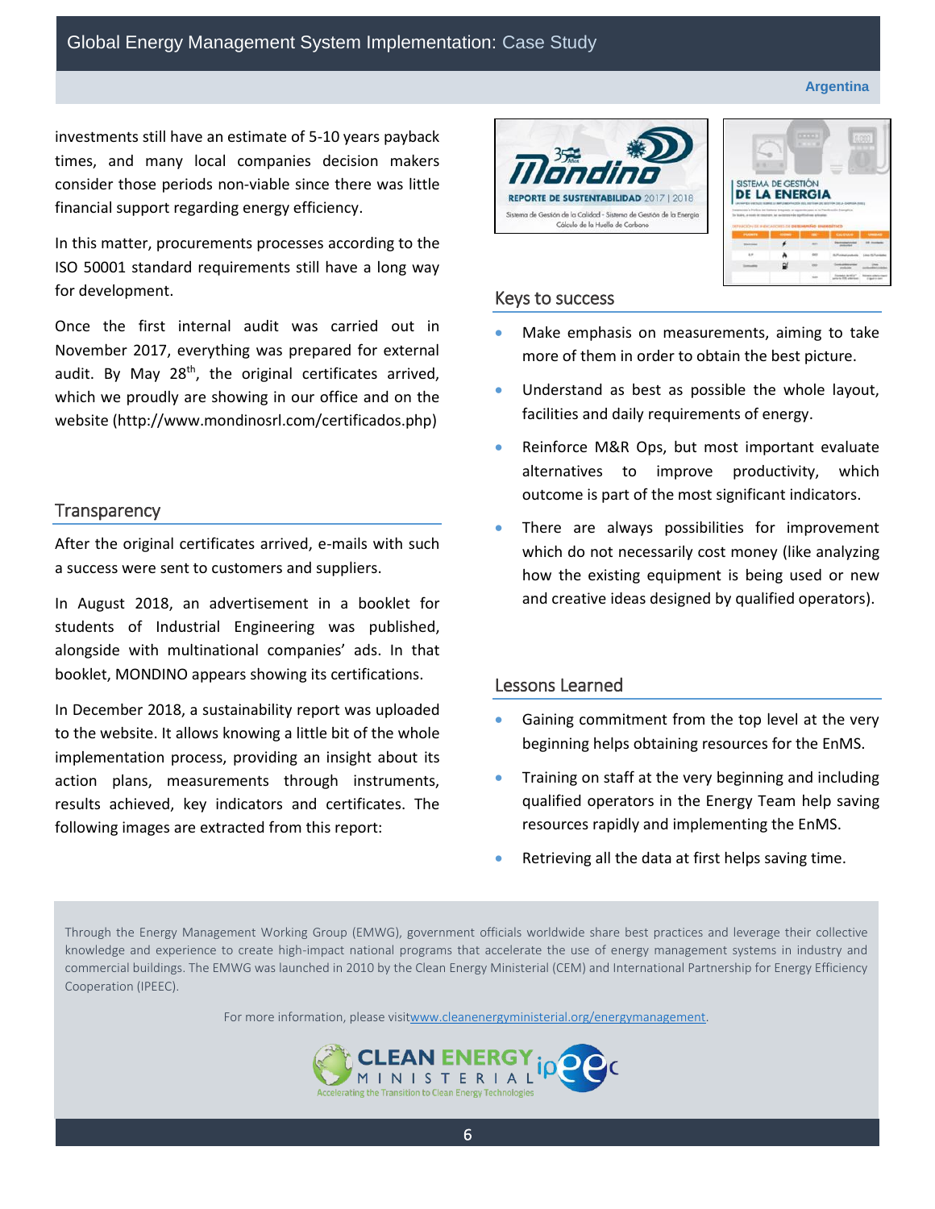investments still have an estimate of 5-10 years payback times, and many local companies decision makers consider those periods non-viable since there was little financial support regarding energy efficiency.

In this matter, procurements processes according to the ISO 50001 standard requirements still have a long way for development.

Once the first internal audit was carried out in November 2017, everything was prepared for external audit. By May 28th, the original certificates arrived, which we proudly are showing in our office and on the website (http://www.mondinosrl.com/certificados.php)

## Transparency

After the original certificates arrived, e-mails with such a success were sent to customers and suppliers.

In August 2018, an advertisement in a booklet for students of Industrial Engineering was published, alongside with multinational companies' ads. In that booklet, MONDINO appears showing its certifications.

In December 2018, a sustainability report was uploaded to the website. It allows knowing a little bit of the whole implementation process, providing an insight about its action plans, measurements through instruments, results achieved, key indicators and certificates. The following images are extracted from this report:

## Keys to success

- Make emphasis on measurements, aiming to take more of them in order to obtain the best picture.
- Understand as best as possible the whole layout, facilities and daily requirements of energy.
- Reinforce M&R Ops, but most important evaluate alternatives to improve productivity, which outcome is part of the most significant indicators.
- There are always possibilities for improvement which do not necessarily cost money (like analyzing how the existing equipment is being used or new and creative ideas designed by qualified operators).

## Lessons Learned

- Gaining commitment from the top level at the very beginning helps obtaining resources for the EnMS.
- Training on staff at the very beginning and including qualified operators in the Energy Team help saving resources rapidly and implementing the EnMS.
- Retrieving all the data at first helps saving time.

Through the Energy Management Working Group (EMWG), government officials worldwide share best practices and leverage their collective knowledge and experience to create high-impact national programs that accelerate the use of energy management systems in industry and commercial buildings. The EMWG was launched in 2010 by the Clean Energy Ministerial (CEM) and International Partnership for Energy Efficiency Cooperation (IPEEC).

For more information, please visitwww.cleanenergyministerial.org/energymanagement.